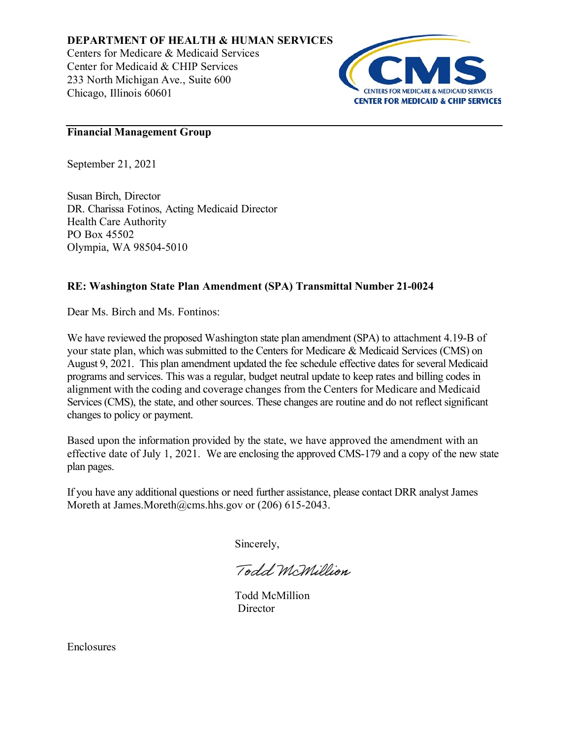**DEPARTMENT OF HEALTH & HUMAN SERVICES**
Centers for Medicare & Medicaid Services
Center for Medicaid & CHIP Services
233 North Michigan Ave., Suite 600
Chicago, Illinois 60601

CMS
CENTERS FOR MEDICARE & MEDICAID SERVICES
CENTER FOR MEDICAID & CHIP SERVICES

---

**Financial Management Group**

September 21, 2021

Susan Birch, Director
DR. Charissa Fotinos, Acting Medicaid Director
Health Care Authority
PO Box 45502
Olympia, WA 98504-5010

**RE: Washington State Plan Amendment (SPA) Transmittal Number 21-0024**

Dear Ms. Birch and Ms. Fontinos:

We have reviewed the proposed Washington state plan amendment (SPA) to attachment 4.19-B of your state plan, which was submitted to the Centers for Medicare & Medicaid Services (CMS) on August 9, 2021. This plan amendment updated the fee schedule effective dates for several Medicaid programs and services. This was a regular, budget neutral update to keep rates and billing codes in alignment with the coding and coverage changes from the Centers for Medicare and Medicaid Services (CMS), the state, and other sources. These changes are routine and do not reflect significant changes to policy or payment.

Based upon the information provided by the state, we have approved the amendment with an effective date of July 1, 2021. We are enclosing the approved CMS-179 and a copy of the new state plan pages.

If you have any additional questions or need further assistance, please contact DRR analyst James Moreth at James.Moreth@cms.hhs.gov or (206) 615-2043.

Sincerely,

Todd McMillion

Todd McMillion
Director

Enclosures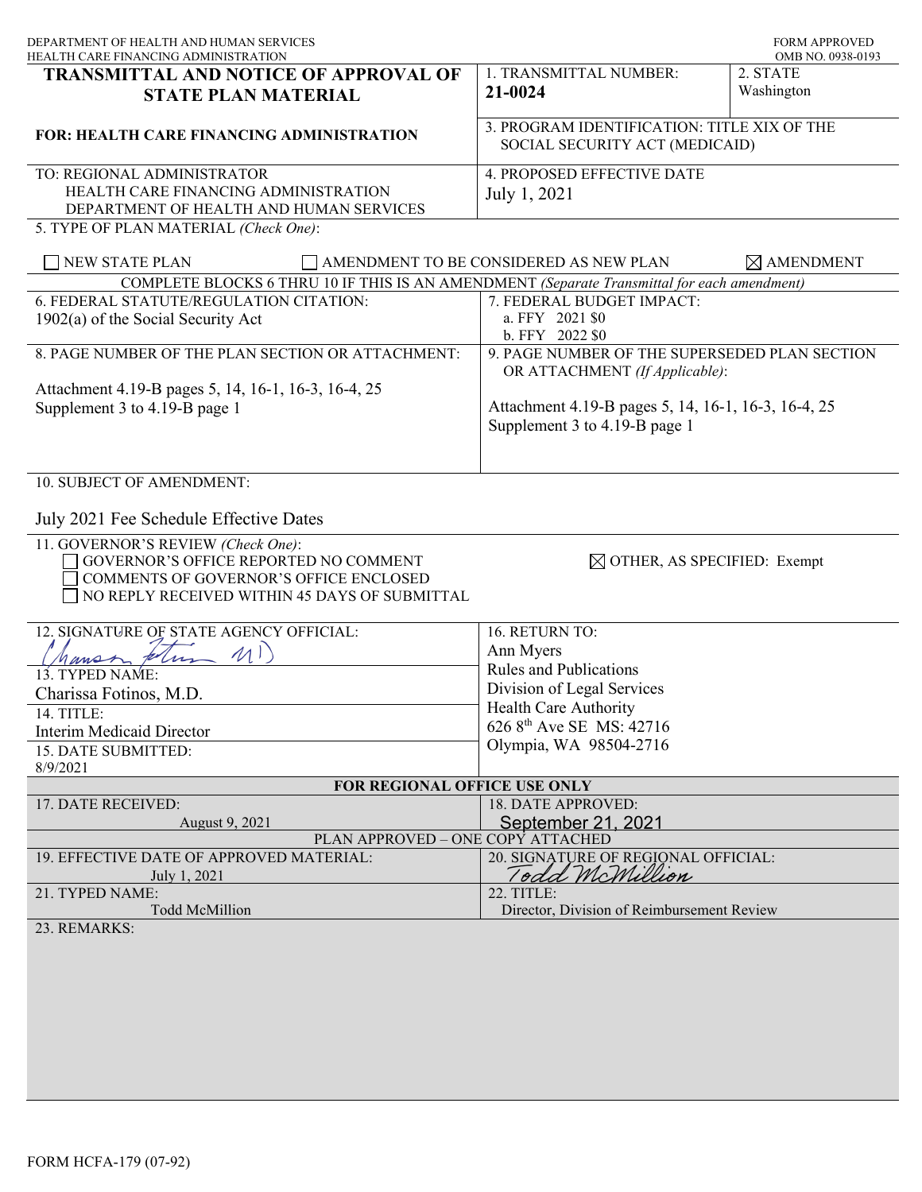DEPARTMENT OF HEALTH AND HUMAN SERVICES
HEALTH CARE FINANCING ADMINISTRATION

FORM APPROVED
OMB NO. 0938-0193

| **TRANSMITTAL AND NOTICE OF APPROVAL OF STATE PLAN MATERIAL** | 1. TRANSMITTAL NUMBER: **21-0024** | 2. STATE Washington |
|---|---|---|
| **FOR: HEALTH CARE FINANCING ADMINISTRATION** | 3. PROGRAM IDENTIFICATION: TITLE XIX OF THE SOCIAL SECURITY ACT (MEDICAID) | |
| TO: REGIONAL ADMINISTRATOR<br>HEALTH CARE FINANCING ADMINISTRATION<br>DEPARTMENT OF HEALTH AND HUMAN SERVICES | 4. PROPOSED EFFECTIVE DATE<br>July 1, 2021 | |

5. TYPE OF PLAN MATERIAL *(Check One)*:

☐ NEW STATE PLAN ☐ AMENDMENT TO BE CONSIDERED AS NEW PLAN ☒ AMENDMENT

COMPLETE BLOCKS 6 THRU 10 IF THIS IS AN AMENDMENT *(Separate Transmittal for each amendment)*

| 6. FEDERAL STATUTE/REGULATION CITATION:<br>1902(a) of the Social Security Act | 7. FEDERAL BUDGET IMPACT:<br>a. FFY 2021 $0<br>b. FFY 2022 $0 |
|---|---|
| 8. PAGE NUMBER OF THE PLAN SECTION OR ATTACHMENT:<br>Attachment 4.19-B pages 5, 14, 16-1, 16-3, 16-4, 25<br>Supplement 3 to 4.19-B page 1 | 9. PAGE NUMBER OF THE SUPERSEDED PLAN SECTION OR ATTACHMENT *(If Applicable)*:<br>Attachment 4.19-B pages 5, 14, 16-1, 16-3, 16-4, 25<br>Supplement 3 to 4.19-B page 1 |

10. SUBJECT OF AMENDMENT:

July 2021 Fee Schedule Effective Dates

11. GOVERNOR'S REVIEW *(Check One)*:
☐ GOVERNOR'S OFFICE REPORTED NO COMMENT
☐ COMMENTS OF GOVERNOR'S OFFICE ENCLOSED
☐ NO REPLY RECEIVED WITHIN 45 DAYS OF SUBMITTAL
☒ OTHER, AS SPECIFIED: Exempt

| 12. SIGNATURE OF STATE AGENCY OFFICIAL:<br>Charissa Fotinos MD | 16. RETURN TO:<br>Ann Myers<br>Rules and Publications<br>Division of Legal Services<br>Health Care Authority<br>626 8th Ave SE MS: 42716<br>Olympia, WA 98504-2716 |
|---|---|
| 13. TYPED NAME:<br>Charissa Fotinos, M.D. | |
| 14. TITLE:<br>Interim Medicaid Director | |
| 15. DATE SUBMITTED:<br>8/9/2021 | |

**FOR REGIONAL OFFICE USE ONLY**

| 17. DATE RECEIVED:<br>August 9, 2021 | 18. DATE APPROVED:<br>September 21, 2021 |
|---|---|
| PLAN APPROVED – ONE COPY ATTACHED | |
| 19. EFFECTIVE DATE OF APPROVED MATERIAL:<br>July 1, 2021 | 20. SIGNATURE OF REGIONAL OFFICIAL:<br>Todd McMillion |
| 21. TYPED NAME:<br>Todd McMillion | 22. TITLE:<br>Director, Division of Reimbursement Review |

23. REMARKS:

FORM HCFA-179 (07-92)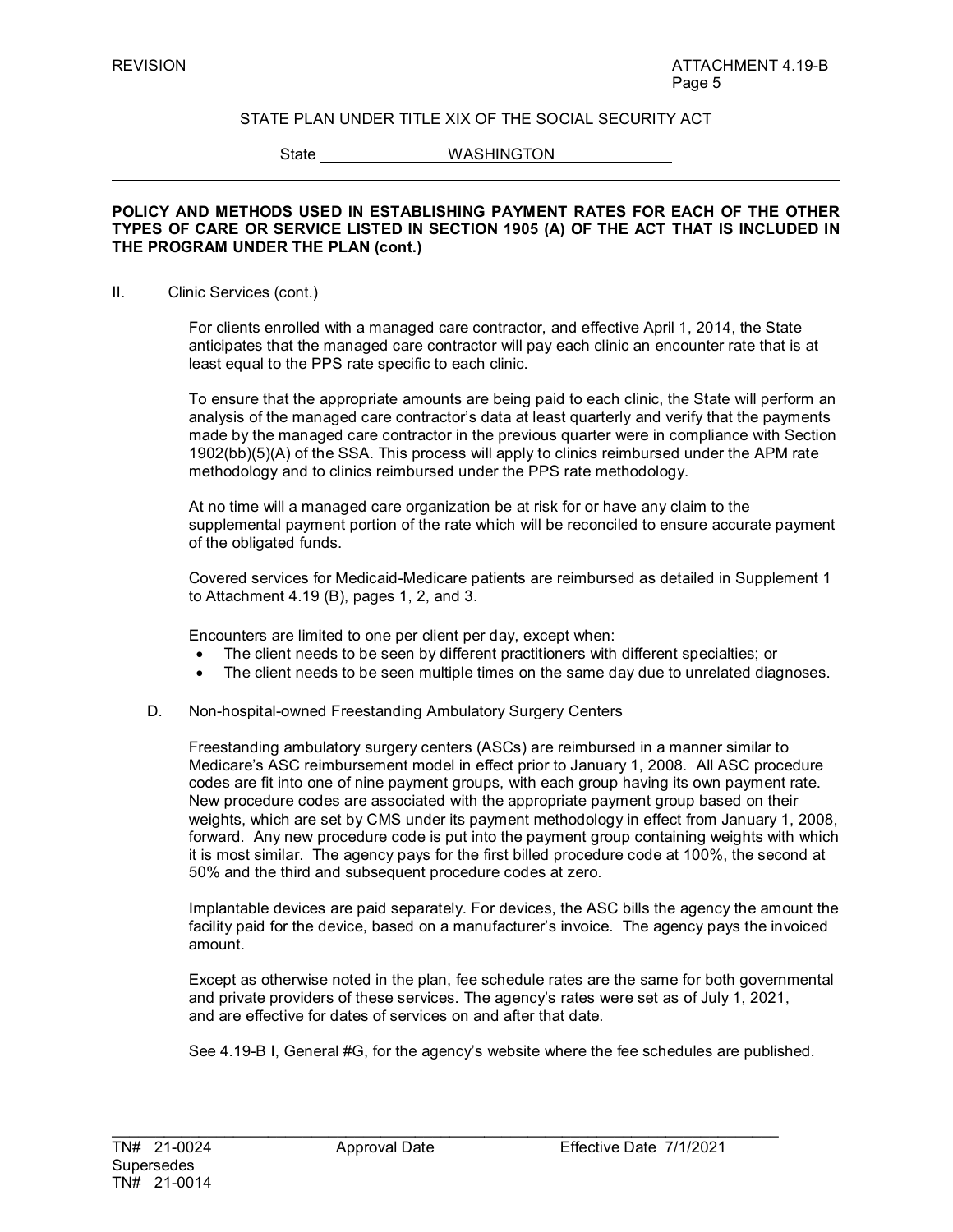STATE PLAN UNDER TITLE XIX OF THE SOCIAL SECURITY ACT

State WASHINGTON

**POLICY AND METHODS USED IN ESTABLISHING PAYMENT RATES FOR EACH OF THE OTHER TYPES OF CARE OR SERVICE LISTED IN SECTION 1905 (A) OF THE ACT THAT IS INCLUDED IN THE PROGRAM UNDER THE PLAN (cont.)**

II. Clinic Services (cont.)

For clients enrolled with a managed care contractor, and effective April 1, 2014, the State anticipates that the managed care contractor will pay each clinic an encounter rate that is at least equal to the PPS rate specific to each clinic.

To ensure that the appropriate amounts are being paid to each clinic, the State will perform an analysis of the managed care contractor's data at least quarterly and verify that the payments made by the managed care contractor in the previous quarter were in compliance with Section 1902(bb)(5)(A) of the SSA. This process will apply to clinics reimbursed under the APM rate methodology and to clinics reimbursed under the PPS rate methodology.

At no time will a managed care organization be at risk for or have any claim to the supplemental payment portion of the rate which will be reconciled to ensure accurate payment of the obligated funds.

Covered services for Medicaid-Medicare patients are reimbursed as detailed in Supplement 1 to Attachment 4.19 (B), pages 1, 2, and 3.

Encounters are limited to one per client per day, except when:

- The client needs to be seen by different practitioners with different specialties; or
- The client needs to be seen multiple times on the same day due to unrelated diagnoses.

D. Non-hospital-owned Freestanding Ambulatory Surgery Centers

Freestanding ambulatory surgery centers (ASCs) are reimbursed in a manner similar to Medicare's ASC reimbursement model in effect prior to January 1, 2008. All ASC procedure codes are fit into one of nine payment groups, with each group having its own payment rate. New procedure codes are associated with the appropriate payment group based on their weights, which are set by CMS under its payment methodology in effect from January 1, 2008, forward. Any new procedure code is put into the payment group containing weights with which it is most similar. The agency pays for the first billed procedure code at 100%, the second at 50% and the third and subsequent procedure codes at zero.

Implantable devices are paid separately. For devices, the ASC bills the agency the amount the facility paid for the device, based on a manufacturer's invoice. The agency pays the invoiced amount.

Except as otherwise noted in the plan, fee schedule rates are the same for both governmental and private providers of these services. The agency's rates were set as of July 1, 2021, and are effective for dates of services on and after that date.

See 4.19-B I, General #G, for the agency's website where the fee schedules are published.

TN# 21-0024 Approval Date Effective Date 7/1/2021
Supersedes
TN# 21-0014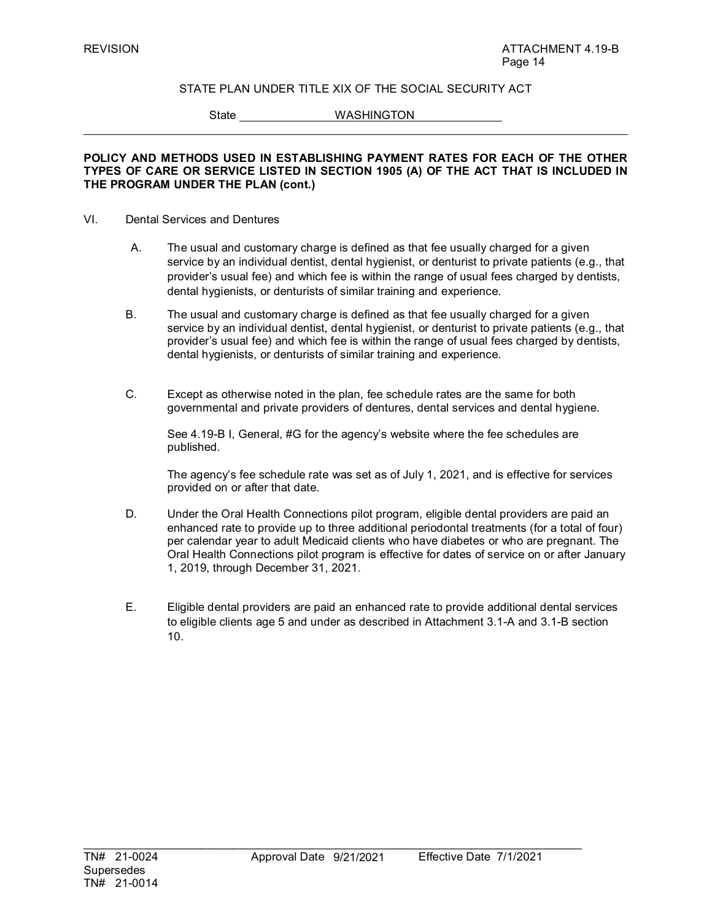REVISION ATTACHMENT 4.19-B
Page 14

STATE PLAN UNDER TITLE XIX OF THE SOCIAL SECURITY ACT

State WASHINGTON

**POLICY AND METHODS USED IN ESTABLISHING PAYMENT RATES FOR EACH OF THE OTHER TYPES OF CARE OR SERVICE LISTED IN SECTION 1905 (A) OF THE ACT THAT IS INCLUDED IN THE PROGRAM UNDER THE PLAN (cont.)**

VI. Dental Services and Dentures

A. The usual and customary charge is defined as that fee usually charged for a given service by an individual dentist, dental hygienist, or denturist to private patients (e.g., that provider's usual fee) and which fee is within the range of usual fees charged by dentists, dental hygienists, or denturists of similar training and experience.

B. The usual and customary charge is defined as that fee usually charged for a given service by an individual dentist, dental hygienist, or denturist to private patients (e.g., that provider's usual fee) and which fee is within the range of usual fees charged by dentists, dental hygienists, or denturists of similar training and experience.

C. Except as otherwise noted in the plan, fee schedule rates are the same for both governmental and private providers of dentures, dental services and dental hygiene.

See 4.19-B I, General, #G for the agency's website where the fee schedules are published.

The agency's fee schedule rate was set as of July 1, 2021, and is effective for services provided on or after that date.

D. Under the Oral Health Connections pilot program, eligible dental providers are paid an enhanced rate to provide up to three additional periodontal treatments (for a total of four) per calendar year to adult Medicaid clients who have diabetes or who are pregnant. The Oral Health Connections pilot program is effective for dates of service on or after January 1, 2019, through December 31, 2021.

E. Eligible dental providers are paid an enhanced rate to provide additional dental services to eligible clients age 5 and under as described in Attachment 3.1-A and 3.1-B section 10.

TN# 21-0024 Approval Date 9/21/2021 Effective Date 7/1/2021
Supersedes
TN# 21-0014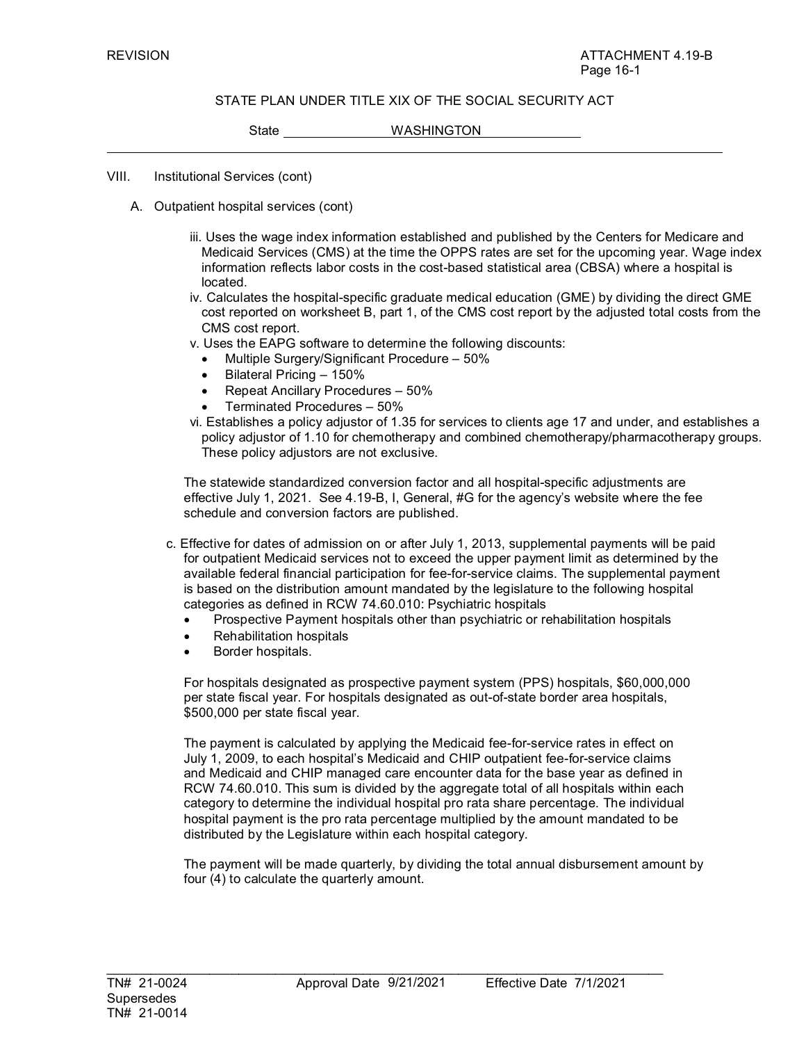STATE PLAN UNDER TITLE XIX OF THE SOCIAL SECURITY ACT

State WASHINGTON

VIII. Institutional Services (cont)

A. Outpatient hospital services (cont)

iii. Uses the wage index information established and published by the Centers for Medicare and Medicaid Services (CMS) at the time the OPPS rates are set for the upcoming year. Wage index information reflects labor costs in the cost-based statistical area (CBSA) where a hospital is located.

iv. Calculates the hospital-specific graduate medical education (GME) by dividing the direct GME cost reported on worksheet B, part 1, of the CMS cost report by the adjusted total costs from the CMS cost report.

v. Uses the EAPG software to determine the following discounts:

- Multiple Surgery/Significant Procedure – 50%
- Bilateral Pricing – 150%
- Repeat Ancillary Procedures – 50%
- Terminated Procedures – 50%

vi. Establishes a policy adjustor of 1.35 for services to clients age 17 and under, and establishes a policy adjustor of 1.10 for chemotherapy and combined chemotherapy/pharmacotherapy groups. These policy adjustors are not exclusive.

The statewide standardized conversion factor and all hospital-specific adjustments are effective July 1, 2021. See 4.19-B, I, General, #G for the agency's website where the fee schedule and conversion factors are published.

c. Effective for dates of admission on or after July 1, 2013, supplemental payments will be paid for outpatient Medicaid services not to exceed the upper payment limit as determined by the available federal financial participation for fee-for-service claims. The supplemental payment is based on the distribution amount mandated by the legislature to the following hospital categories as defined in RCW 74.60.010: Psychiatric hospitals

- Prospective Payment hospitals other than psychiatric or rehabilitation hospitals
- Rehabilitation hospitals
- Border hospitals.

For hospitals designated as prospective payment system (PPS) hospitals, $60,000,000 per state fiscal year. For hospitals designated as out-of-state border area hospitals, $500,000 per state fiscal year.

The payment is calculated by applying the Medicaid fee-for-service rates in effect on July 1, 2009, to each hospital's Medicaid and CHIP outpatient fee-for-service claims and Medicaid and CHIP managed care encounter data for the base year as defined in RCW 74.60.010. This sum is divided by the aggregate total of all hospitals within each category to determine the individual hospital pro rata share percentage. The individual hospital payment is the pro rata percentage multiplied by the amount mandated to be distributed by the Legislature within each hospital category.

The payment will be made quarterly, by dividing the total annual disbursement amount by four (4) to calculate the quarterly amount.

TN# 21-0024 Approval Date 9/21/2021 Effective Date 7/1/2021
Supersedes
TN# 21-0014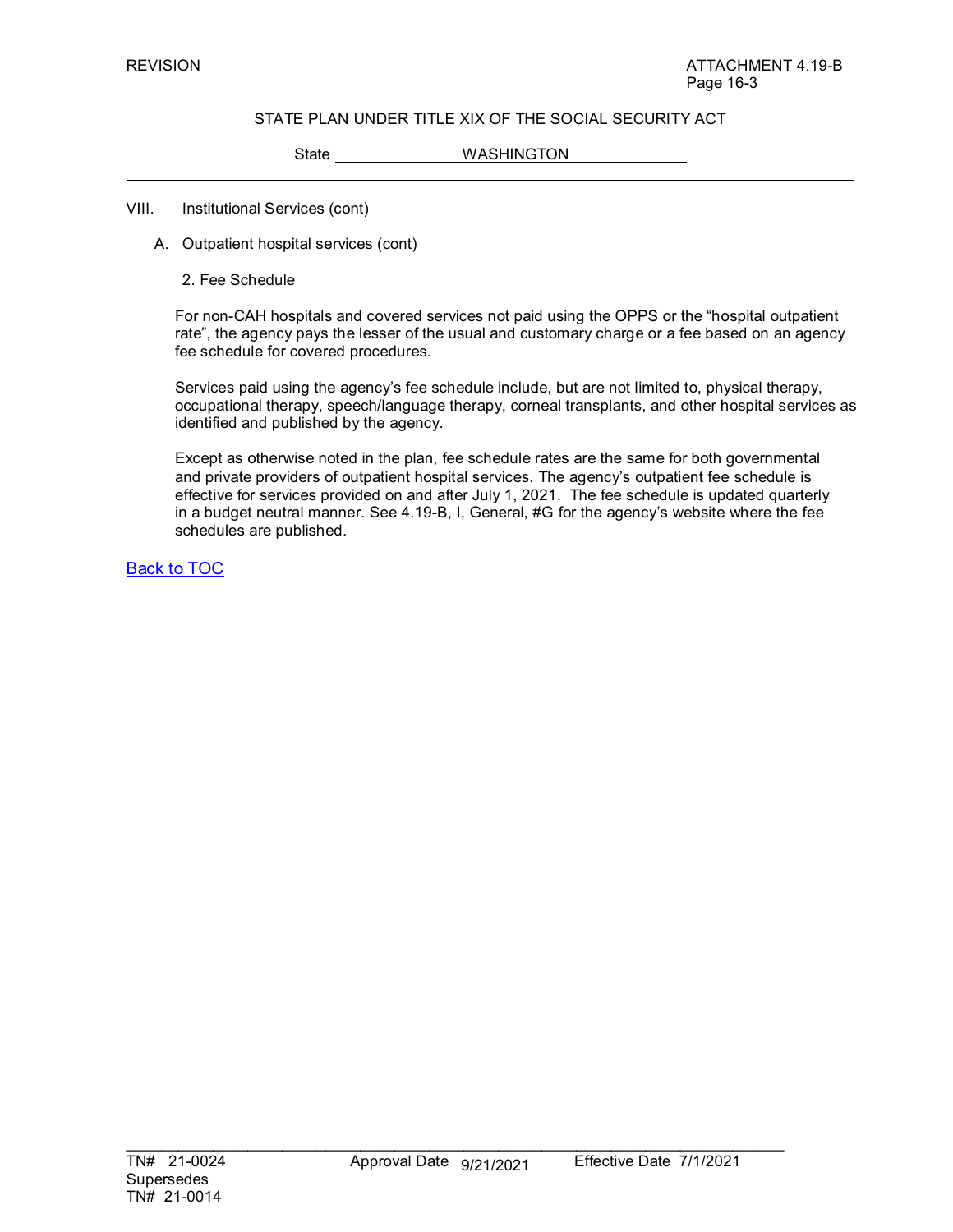VIII. Institutional Services (cont)

A. Outpatient hospital services (cont)

2. Fee Schedule

For non-CAH hospitals and covered services not paid using the OPPS or the "hospital outpatient rate", the agency pays the lesser of the usual and customary charge or a fee based on an agency fee schedule for covered procedures.

Services paid using the agency's fee schedule include, but are not limited to, physical therapy, occupational therapy, speech/language therapy, corneal transplants, and other hospital services as identified and published by the agency.

Except as otherwise noted in the plan, fee schedule rates are the same for both governmental and private providers of outpatient hospital services. The agency's outpatient fee schedule is effective for services provided on and after July 1, 2021. The fee schedule is updated quarterly in a budget neutral manner. See 4.19-B, I, General, #G for the agency's website where the fee schedules are published.

Back to TOC

TN# 21-0024 Approval Date 9/21/2021 Effective Date 7/1/2021
Supersedes
TN# 21-0014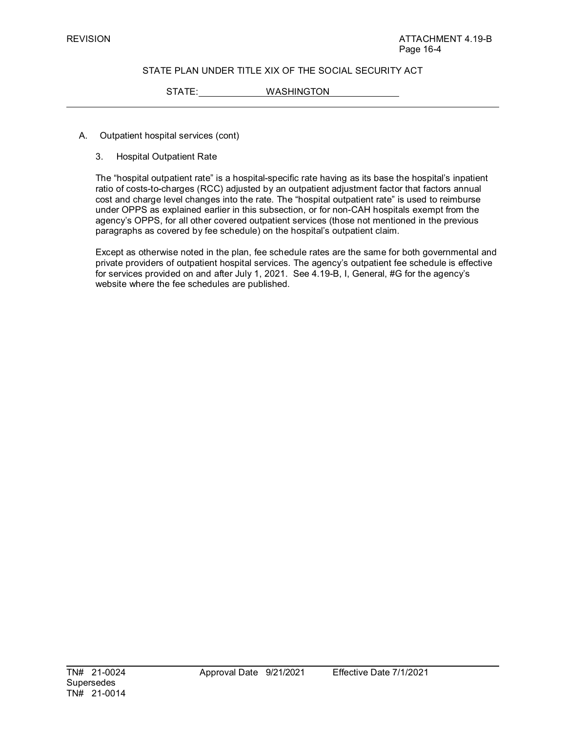STATE PLAN UNDER TITLE XIX OF THE SOCIAL SECURITY ACT

STATE: WASHINGTON

A. Outpatient hospital services (cont)

3. Hospital Outpatient Rate

The "hospital outpatient rate" is a hospital-specific rate having as its base the hospital's inpatient ratio of costs-to-charges (RCC) adjusted by an outpatient adjustment factor that factors annual cost and charge level changes into the rate. The "hospital outpatient rate" is used to reimburse under OPPS as explained earlier in this subsection, or for non-CAH hospitals exempt from the agency's OPPS, for all other covered outpatient services (those not mentioned in the previous paragraphs as covered by fee schedule) on the hospital's outpatient claim.

Except as otherwise noted in the plan, fee schedule rates are the same for both governmental and private providers of outpatient hospital services. The agency's outpatient fee schedule is effective for services provided on and after July 1, 2021. See 4.19-B, I, General, #G for the agency's website where the fee schedules are published.

TN# 21-0024 Supersedes TN# 21-0014 | Approval Date 9/21/2021 | Effective Date 7/1/2021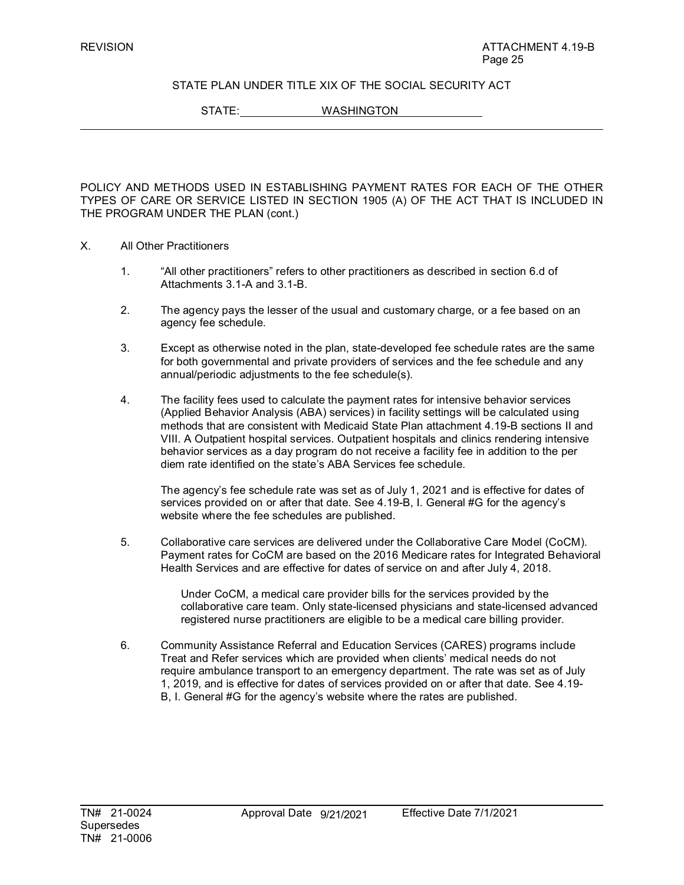STATE PLAN UNDER TITLE XIX OF THE SOCIAL SECURITY ACT

STATE: WASHINGTON

POLICY AND METHODS USED IN ESTABLISHING PAYMENT RATES FOR EACH OF THE OTHER TYPES OF CARE OR SERVICE LISTED IN SECTION 1905 (A) OF THE ACT THAT IS INCLUDED IN THE PROGRAM UNDER THE PLAN (cont.)

X. All Other Practitioners

1. "All other practitioners" refers to other practitioners as described in section 6.d of Attachments 3.1-A and 3.1-B.

2. The agency pays the lesser of the usual and customary charge, or a fee based on an agency fee schedule.

3. Except as otherwise noted in the plan, state-developed fee schedule rates are the same for both governmental and private providers of services and the fee schedule and any annual/periodic adjustments to the fee schedule(s).

4. The facility fees used to calculate the payment rates for intensive behavior services (Applied Behavior Analysis (ABA) services) in facility settings will be calculated using methods that are consistent with Medicaid State Plan attachment 4.19-B sections II and VIII. A Outpatient hospital services. Outpatient hospitals and clinics rendering intensive behavior services as a day program do not receive a facility fee in addition to the per diem rate identified on the state's ABA Services fee schedule.

   The agency's fee schedule rate was set as of July 1, 2021 and is effective for dates of services provided on or after that date. See 4.19-B, I. General #G for the agency's website where the fee schedules are published.

5. Collaborative care services are delivered under the Collaborative Care Model (CoCM). Payment rates for CoCM are based on the 2016 Medicare rates for Integrated Behavioral Health Services and are effective for dates of service on and after July 4, 2018.

   Under CoCM, a medical care provider bills for the services provided by the collaborative care team. Only state-licensed physicians and state-licensed advanced registered nurse practitioners are eligible to be a medical care billing provider.

6. Community Assistance Referral and Education Services (CARES) programs include Treat and Refer services which are provided when clients' medical needs do not require ambulance transport to an emergency department. The rate was set as of July 1, 2019, and is effective for dates of services provided on or after that date. See 4.19-B, I. General #G for the agency's website where the rates are published.

TN# 21-0024 Supersedes TN# 21-0006 | Approval Date 9/21/2021 | Effective Date 7/1/2021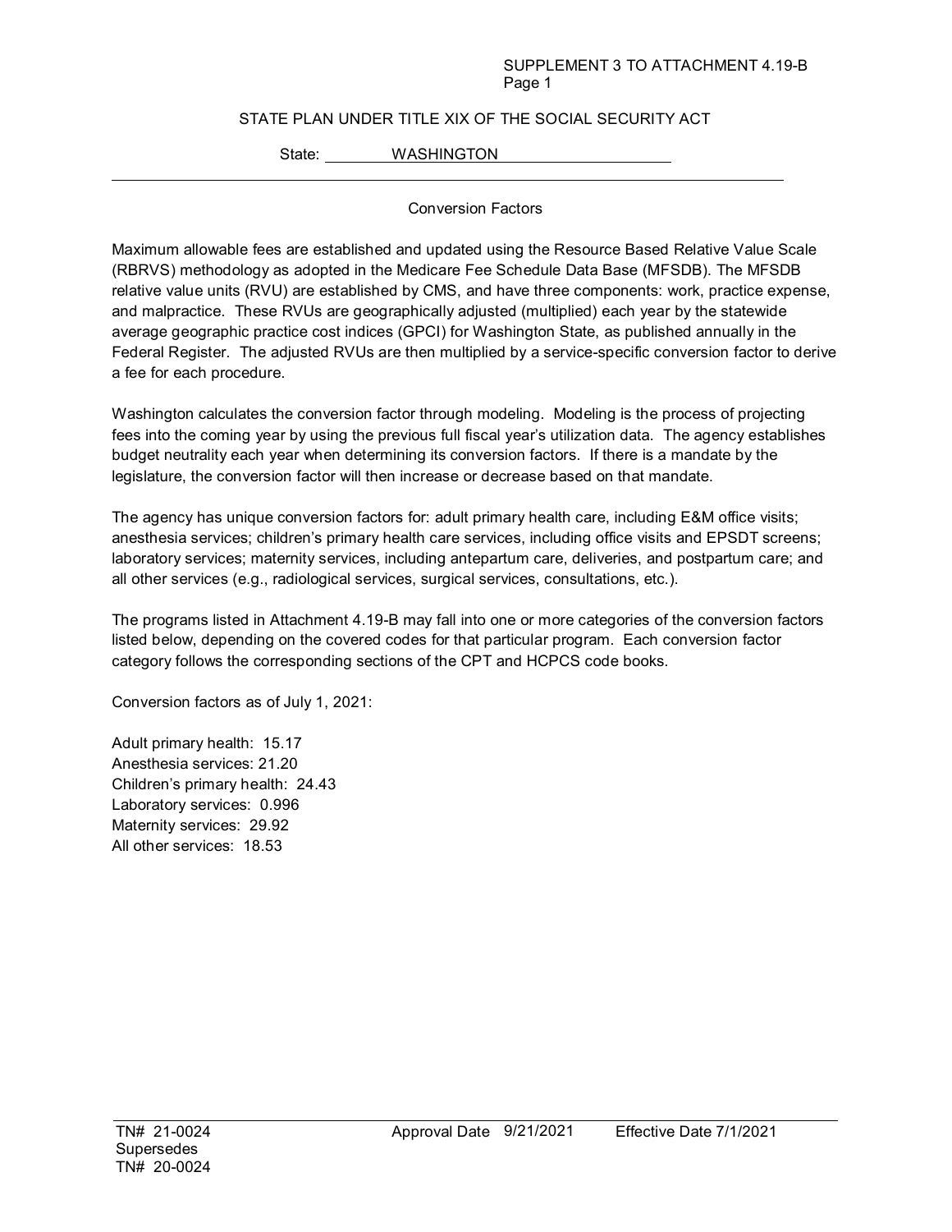SUPPLEMENT 3 TO ATTACHMENT 4.19-B
Page 1

STATE PLAN UNDER TITLE XIX OF THE SOCIAL SECURITY ACT

State: WASHINGTON

## Conversion Factors

Maximum allowable fees are established and updated using the Resource Based Relative Value Scale (RBRVS) methodology as adopted in the Medicare Fee Schedule Data Base (MFSDB). The MFSDB relative value units (RVU) are established by CMS, and have three components: work, practice expense, and malpractice. These RVUs are geographically adjusted (multiplied) each year by the statewide average geographic practice cost indices (GPCI) for Washington State, as published annually in the Federal Register. The adjusted RVUs are then multiplied by a service-specific conversion factor to derive a fee for each procedure.

Washington calculates the conversion factor through modeling. Modeling is the process of projecting fees into the coming year by using the previous full fiscal year's utilization data. The agency establishes budget neutrality each year when determining its conversion factors. If there is a mandate by the legislature, the conversion factor will then increase or decrease based on that mandate.

The agency has unique conversion factors for: adult primary health care, including E&M office visits; anesthesia services; children's primary health care services, including office visits and EPSDT screens; laboratory services; maternity services, including antepartum care, deliveries, and postpartum care; and all other services (e.g., radiological services, surgical services, consultations, etc.).

The programs listed in Attachment 4.19-B may fall into one or more categories of the conversion factors listed below, depending on the covered codes for that particular program. Each conversion factor category follows the corresponding sections of the CPT and HCPCS code books.

Conversion factors as of July 1, 2021:

Adult primary health: 15.17
Anesthesia services: 21.20
Children's primary health: 24.43
Laboratory services: 0.996
Maternity services: 29.92
All other services: 18.53

TN# 21-0024 Approval Date 9/21/2021 Effective Date 7/1/2021
Supersedes
TN# 20-0024